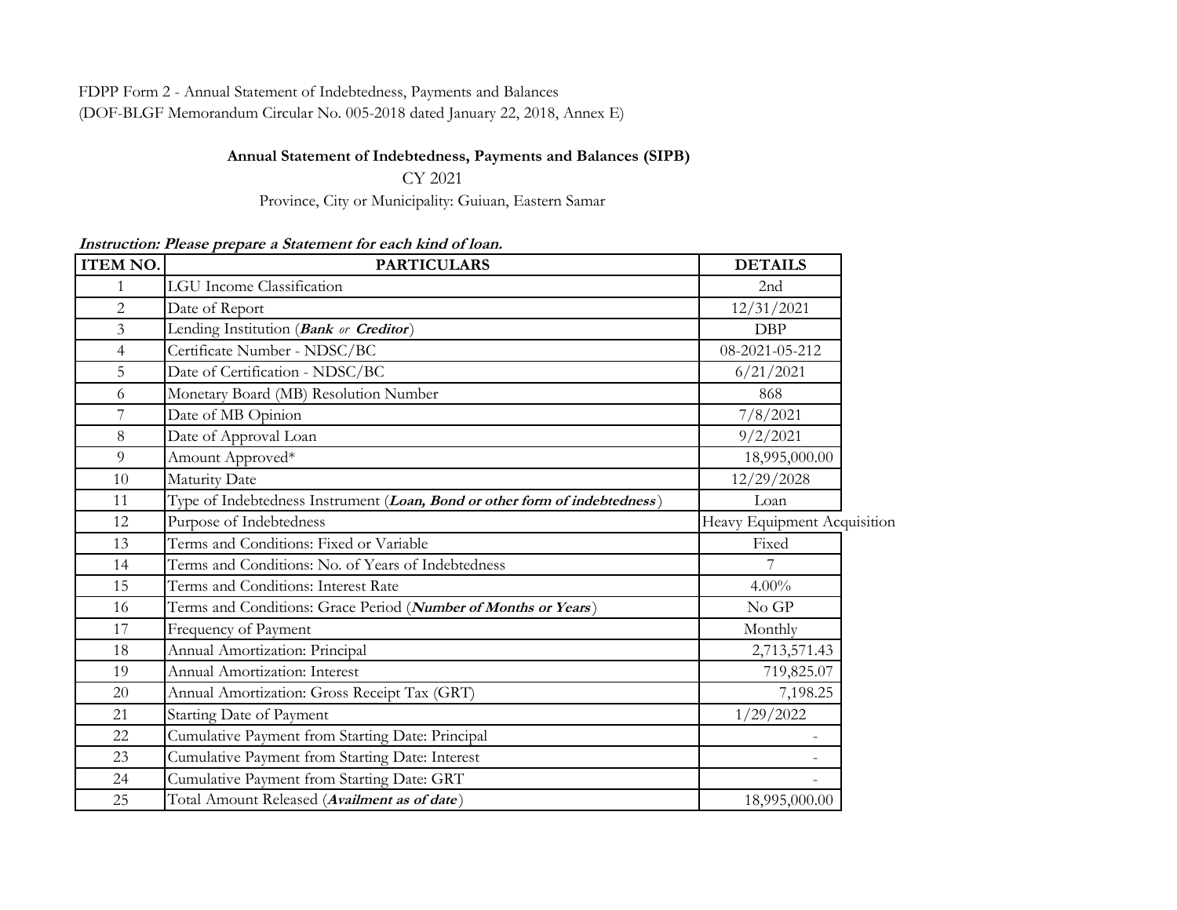FDPP Form 2 - Annual Statement of Indebtedness, Payments and Balances
(DOF-BLGF Memorandum Circular No. 005-2018 dated January 22, 2018, Annex E)

## Annual Statement of Indebtedness, Payments and Balances (SIPB)

CY 2021

Province, City or Municipality: Guiuan, Eastern Samar

***Instruction: Please prepare a Statement for each kind of loan.***

| ITEM NO. | PARTICULARS | DETAILS |
|---|---|---|
| 1 | LGU Income Classification | 2nd |
| 2 | Date of Report | 12/31/2021 |
| 3 | Lending Institution (***Bank*** *or* ***Creditor***) | DBP |
| 4 | Certificate Number - NDSC/BC | 08-2021-05-212 |
| 5 | Date of Certification - NDSC/BC | 6/21/2021 |
| 6 | Monetary Board (MB) Resolution Number | 868 |
| 7 | Date of MB Opinion | 7/8/2021 |
| 8 | Date of Approval Loan | 9/2/2021 |
| 9 | Amount Approved* | 18,995,000.00 |
| 10 | Maturity Date | 12/29/2028 |
| 11 | Type of Indebtedness Instrument (***Loan, Bond or other form of indebtedness***) | Loan |
| 12 | Purpose of Indebtedness | Heavy Equipment Acquisition |
| 13 | Terms and Conditions: Fixed or Variable | Fixed |
| 14 | Terms and Conditions: No. of Years of Indebtedness | 7 |
| 15 | Terms and Conditions: Interest Rate | 4.00% |
| 16 | Terms and Conditions: Grace Period (***Number of Months or Years***) | No GP |
| 17 | Frequency of Payment | Monthly |
| 18 | Annual Amortization: Principal | 2,713,571.43 |
| 19 | Annual Amortization: Interest | 719,825.07 |
| 20 | Annual Amortization: Gross Receipt Tax (GRT) | 7,198.25 |
| 21 | Starting Date of Payment | 1/29/2022 |
| 22 | Cumulative Payment from Starting Date: Principal | - |
| 23 | Cumulative Payment from Starting Date: Interest | - |
| 24 | Cumulative Payment from Starting Date: GRT | - |
| 25 | Total Amount Released (***Availment as of date***) | 18,995,000.00 |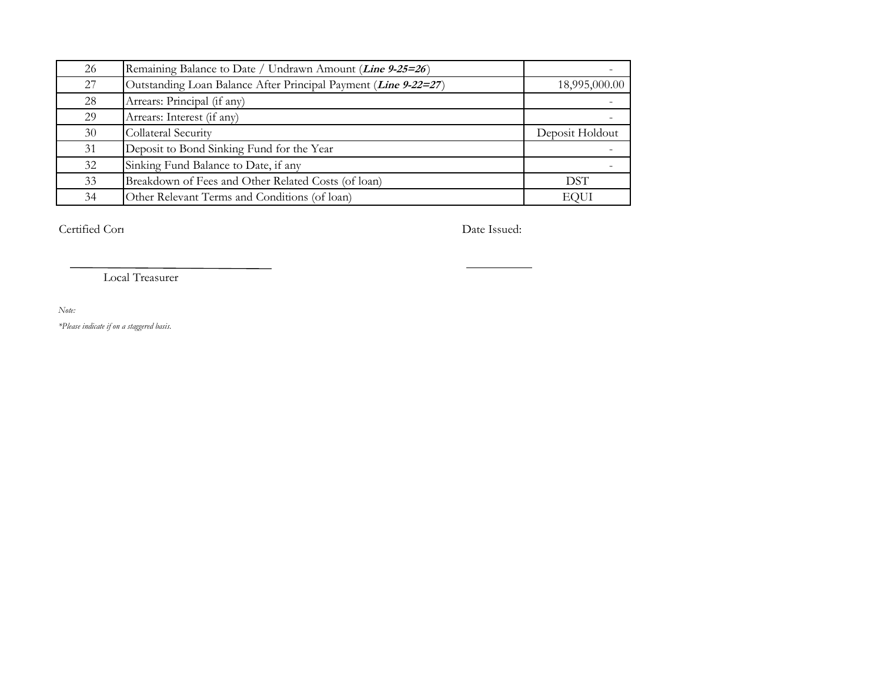| 26 | Remaining Balance to Date / Undrawn Amount (***Line 9-25=26***) | - |
|---|---|---|
| 27 | Outstanding Loan Balance After Principal Payment (***Line 9-22=27***) | 18,995,000.00 |
| 28 | Arrears: Principal (if any) | - |
| 29 | Arrears: Interest (if any) | - |
| 30 | Collateral Security | Deposit Holdout |
| 31 | Deposit to Bond Sinking Fund for the Year | - |
| 32 | Sinking Fund Balance to Date, if any | - |
| 33 | Breakdown of Fees and Other Related Costs (of loan) | DST |
| 34 | Other Relevant Terms and Conditions (of loan) | EQUI |

Certified Cor

Date Issued:

Local Treasurer

*Note:*

*\*Please indicate if on a staggered basis.*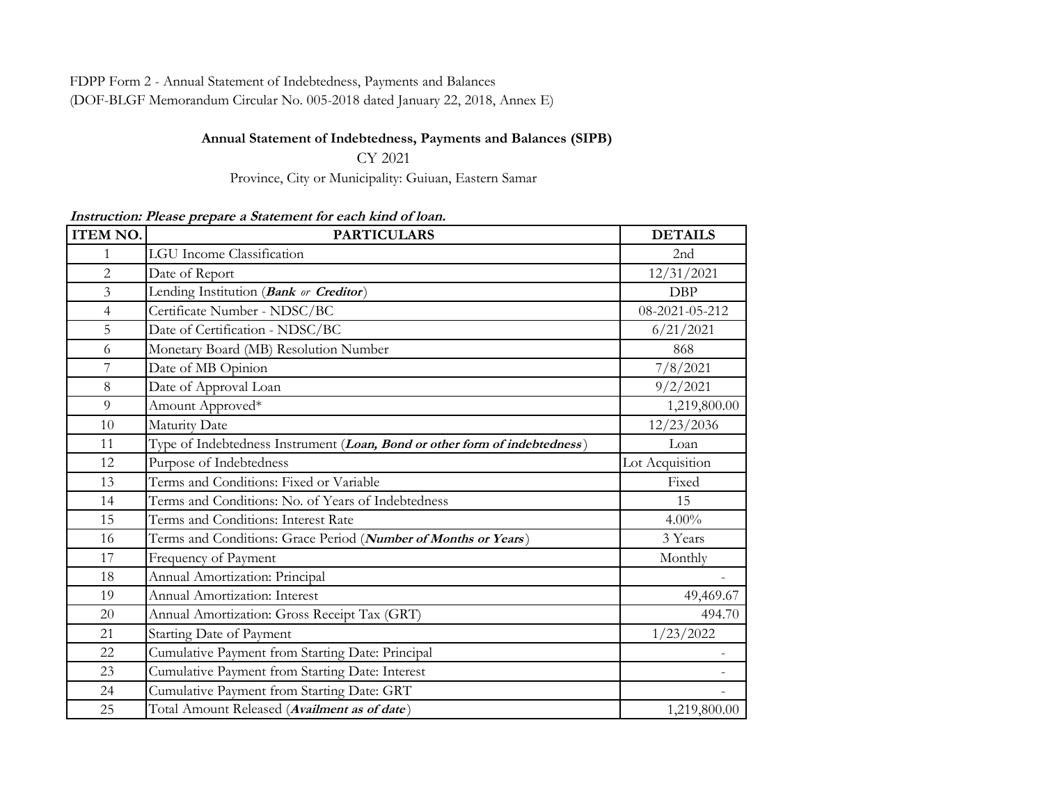FDPP Form 2 - Annual Statement of Indebtedness, Payments and Balances
(DOF-BLGF Memorandum Circular No. 005-2018 dated January 22, 2018, Annex E)

**Annual Statement of Indebtedness, Payments and Balances (SIPB)**

CY 2021

Province, City or Municipality: Guiuan, Eastern Samar

***Instruction: Please prepare a Statement for each kind of loan.***

| ITEM NO. | PARTICULARS | DETAILS |
|---|---|---|
| 1 | LGU Income Classification | 2nd |
| 2 | Date of Report | 12/31/2021 |
| 3 | Lending Institution (***Bank*** *or* ***Creditor***) | DBP |
| 4 | Certificate Number - NDSC/BC | 08-2021-05-212 |
| 5 | Date of Certification - NDSC/BC | 6/21/2021 |
| 6 | Monetary Board (MB) Resolution Number | 868 |
| 7 | Date of MB Opinion | 7/8/2021 |
| 8 | Date of Approval Loan | 9/2/2021 |
| 9 | Amount Approved* | 1,219,800.00 |
| 10 | Maturity Date | 12/23/2036 |
| 11 | Type of Indebtedness Instrument (***Loan, Bond or other form of indebtedness***) | Loan |
| 12 | Purpose of Indebtedness | Lot Acquisition |
| 13 | Terms and Conditions: Fixed or Variable | Fixed |
| 14 | Terms and Conditions: No. of Years of Indebtedness | 15 |
| 15 | Terms and Conditions: Interest Rate | 4.00% |
| 16 | Terms and Conditions: Grace Period (***Number of Months or Years***) | 3 Years |
| 17 | Frequency of Payment | Monthly |
| 18 | Annual Amortization: Principal | - |
| 19 | Annual Amortization: Interest | 49,469.67 |
| 20 | Annual Amortization: Gross Receipt Tax (GRT) | 494.70 |
| 21 | Starting Date of Payment | 1/23/2022 |
| 22 | Cumulative Payment from Starting Date: Principal | - |
| 23 | Cumulative Payment from Starting Date: Interest | - |
| 24 | Cumulative Payment from Starting Date: GRT | - |
| 25 | Total Amount Released (***Availment as of date***) | 1,219,800.00 |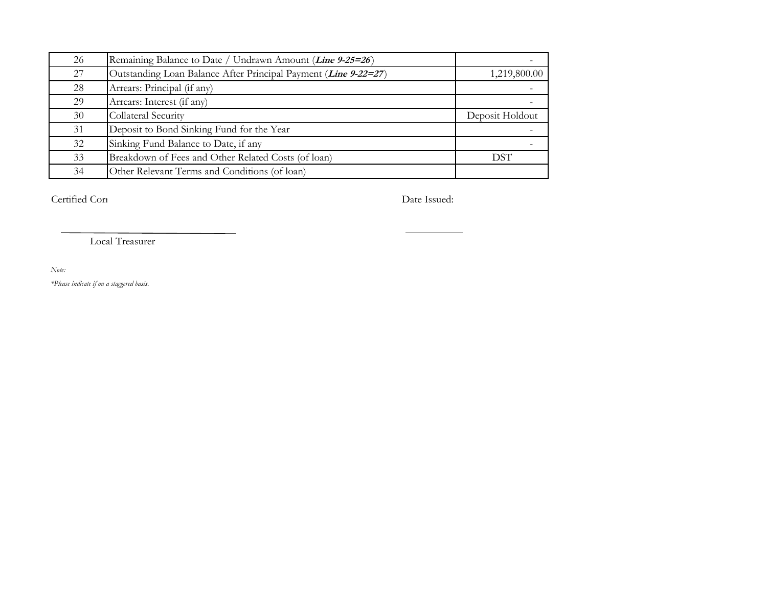| | | |
|---|---|---|
| 26 | Remaining Balance to Date / Undrawn Amount (***Line 9-25=26***) | - |
| 27 | Outstanding Loan Balance After Principal Payment (***Line 9-22=27***) | 1,219,800.00 |
| 28 | Arrears: Principal (if any) | - |
| 29 | Arrears: Interest (if any) | - |
| 30 | Collateral Security | Deposit Holdout |
| 31 | Deposit to Bond Sinking Fund for the Year | - |
| 32 | Sinking Fund Balance to Date, if any | - |
| 33 | Breakdown of Fees and Other Related Costs (of loan) | DST |
| 34 | Other Relevant Terms and Conditions (of loan) | |

Certified Cor

Date Issued:

___________________________

Local Treasurer

___________

*Note:*

**Please indicate if on a staggered basis.*